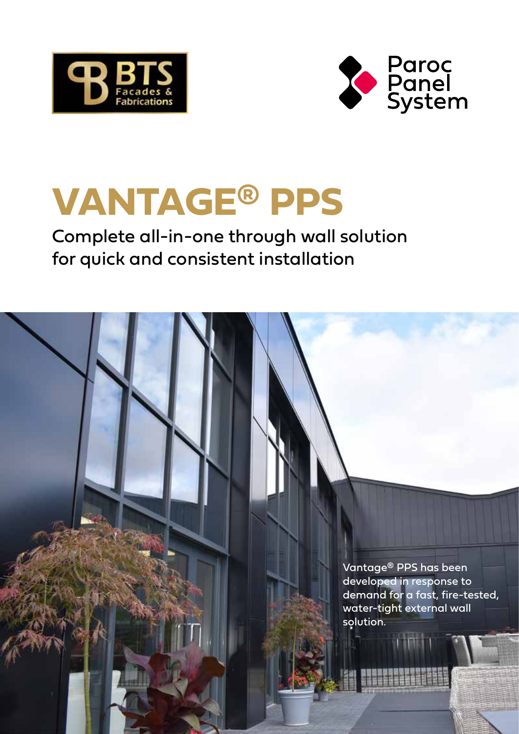BTS Facades & Fabrications

Paroc Panel System

# VANTAGE® PPS

## Complete all-in-one through wall solution for quick and consistent installation

Vantage® PPS has been developed in response to demand for a fast, fire-tested, water-tight external wall solution.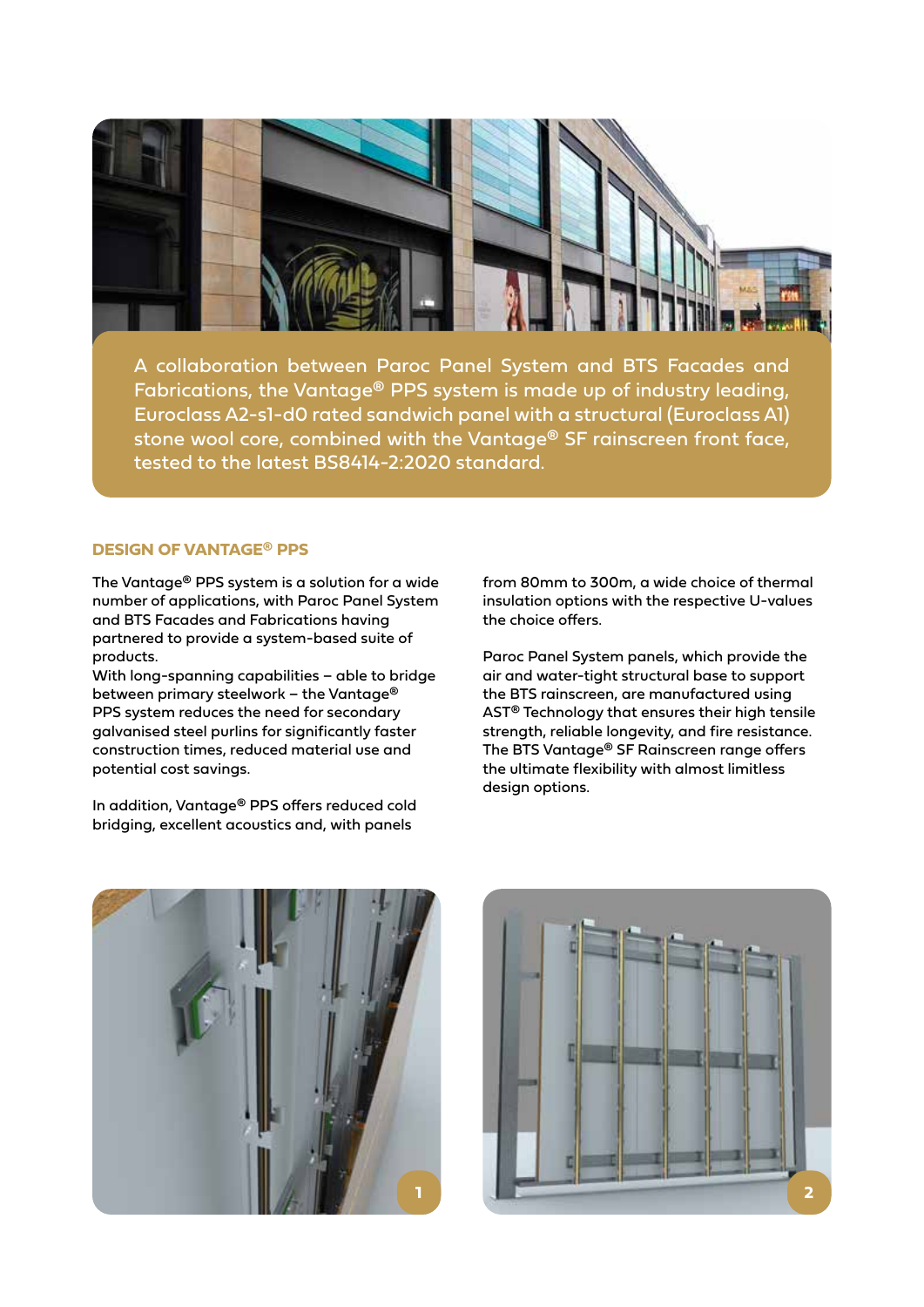A collaboration between Paroc Panel System and BTS Facades and Fabrications, the Vantage® PPS system is made up of industry leading, Euroclass A2-s1-d0 rated sandwich panel with a structural (Euroclass A1) stone wool core, combined with the Vantage® SF rainscreen front face, tested to the latest BS8414-2:2020 standard.

## DESIGN OF VANTAGE® PPS

The Vantage® PPS system is a solution for a wide number of applications, with Paroc Panel System and BTS Facades and Fabrications having partnered to provide a system-based suite of products.
With long-spanning capabilities – able to bridge between primary steelwork – the Vantage® PPS system reduces the need for secondary galvanised steel purlins for significantly faster construction times, reduced material use and potential cost savings.

In addition, Vantage® PPS offers reduced cold bridging, excellent acoustics and, with panels from 80mm to 300m, a wide choice of thermal insulation options with the respective U-values the choice offers.

Paroc Panel System panels, which provide the air and water-tight structural base to support the BTS rainscreen, are manufactured using AST® Technology that ensures their high tensile strength, reliable longevity, and fire resistance. The BTS Vantage® SF Rainscreen range offers the ultimate flexibility with almost limitless design options.

1

2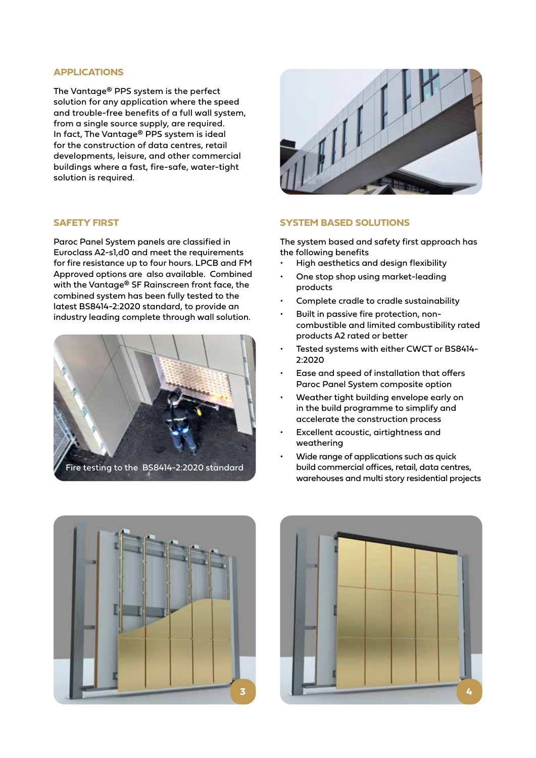## APPLICATIONS

The Vantage® PPS system is the perfect solution for any application where the speed and trouble-free benefits of a full wall system, from a single source supply, are required. In fact, The Vantage® PPS system is ideal for the construction of data centres, retail developments, leisure, and other commercial buildings where a fast, fire-safe, water-tight solution is required.

## SAFETY FIRST

Paroc Panel System panels are classified in Euroclass A2-s1,d0 and meet the requirements for fire resistance up to four hours. LPCB and FM Approved options are also available. Combined with the Vantage® SF Rainscreen front face, the combined system has been fully tested to the latest BS8414-2:2020 standard, to provide an industry leading complete through wall solution.

Fire testing to the BS8414-2:2020 standard

## SYSTEM BASED SOLUTIONS

The system based and safety first approach has the following benefits

- High aesthetics and design flexibility
- One stop shop using market-leading products
- Complete cradle to cradle sustainability
- Built in passive fire protection, non-combustible and limited combustibility rated products A2 rated or better
- Tested systems with either CWCT or BS8414-2:2020
- Ease and speed of installation that offers Paroc Panel System composite option
- Weather tight building envelope early on in the build programme to simplify and accelerate the construction process
- Excellent acoustic, airtightness and weathering
- Wide range of applications such as quick build commercial offices, retail, data centres, warehouses and multi story residential projects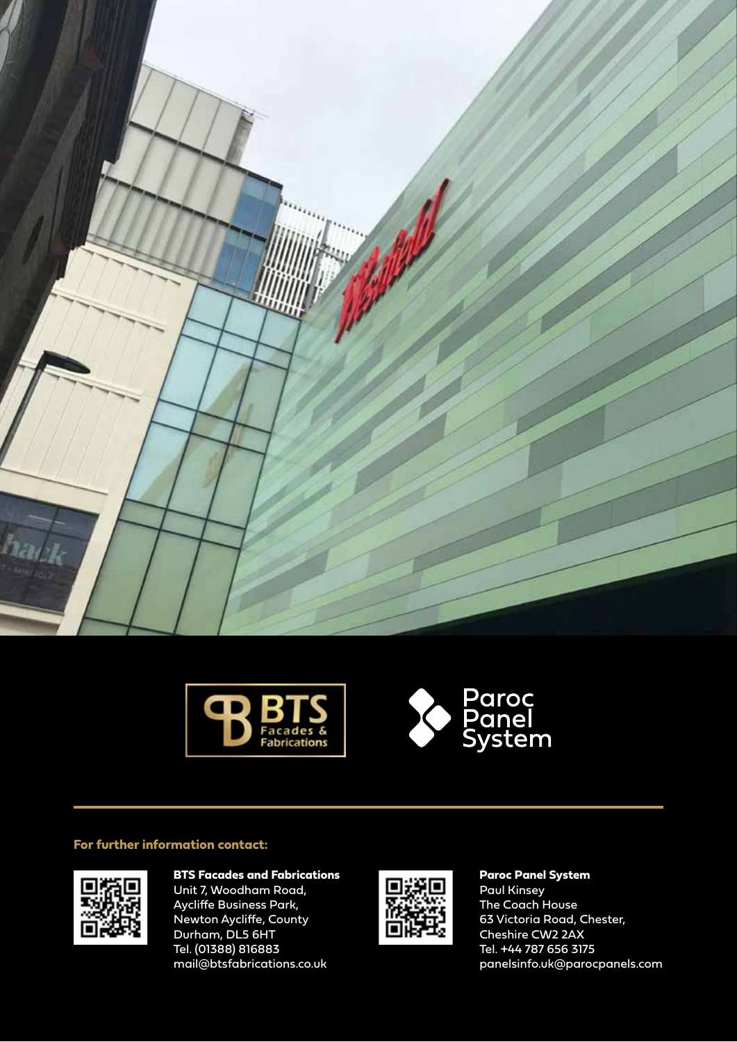**For further information contact:**

**BTS Facades and Fabrications**
Unit 7, Woodham Road,
Aycliffe Business Park,
Newton Aycliffe, County
Durham, DL5 6HT
Tel. (01388) 816883
mail@btsfabrications.co.uk

**Paroc Panel System**
Paul Kinsey
The Coach House
63 Victoria Road, Chester,
Cheshire CW2 2AX
Tel. +44 787 656 3175
panelsinfo.uk@parocpanels.com